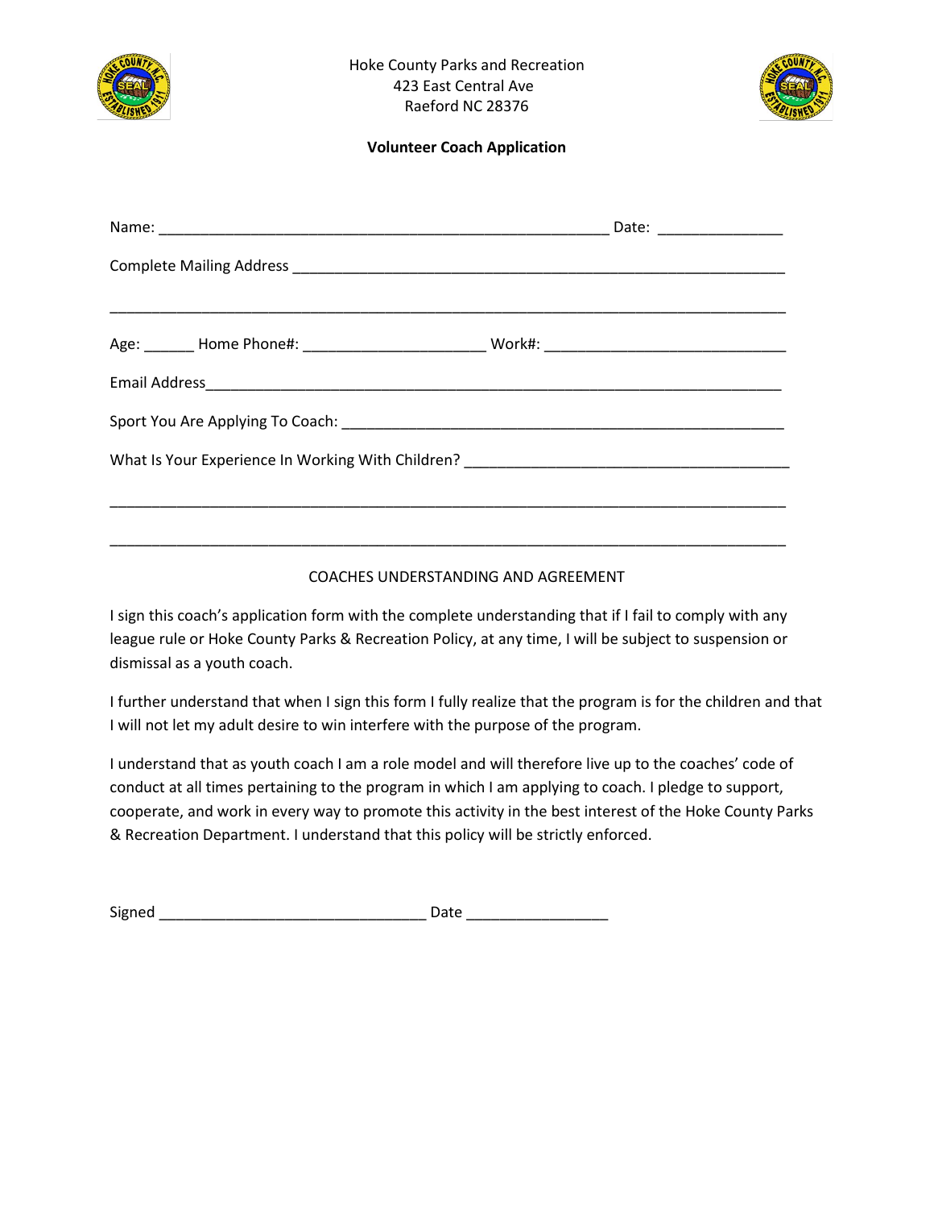Hoke County Parks and Recreation
423 East Central Ave
Raeford NC 28376

**Volunteer Coach Application**

Name: _______________________________________________________ Date: _______________

Complete Mailing Address ____________________________________________________________

__________________________________________________________________________________

Age: ______ Home Phone#: ______________________ Work#: _____________________________

Email Address_______________________________________________________________________

Sport You Are Applying To Coach: ______________________________________________________

What Is Your Experience In Working With Children? _______________________________________

__________________________________________________________________________________

__________________________________________________________________________________

COACHES UNDERSTANDING AND AGREEMENT

I sign this coach's application form with the complete understanding that if I fail to comply with any league rule or Hoke County Parks & Recreation Policy, at any time, I will be subject to suspension or dismissal as a youth coach.

I further understand that when I sign this form I fully realize that the program is for the children and that I will not let my adult desire to win interfere with the purpose of the program.

I understand that as youth coach I am a role model and will therefore live up to the coaches' code of conduct at all times pertaining to the program in which I am applying to coach. I pledge to support, cooperate, and work in every way to promote this activity in the best interest of the Hoke County Parks & Recreation Department. I understand that this policy will be strictly enforced.

Signed ________________________________ Date _________________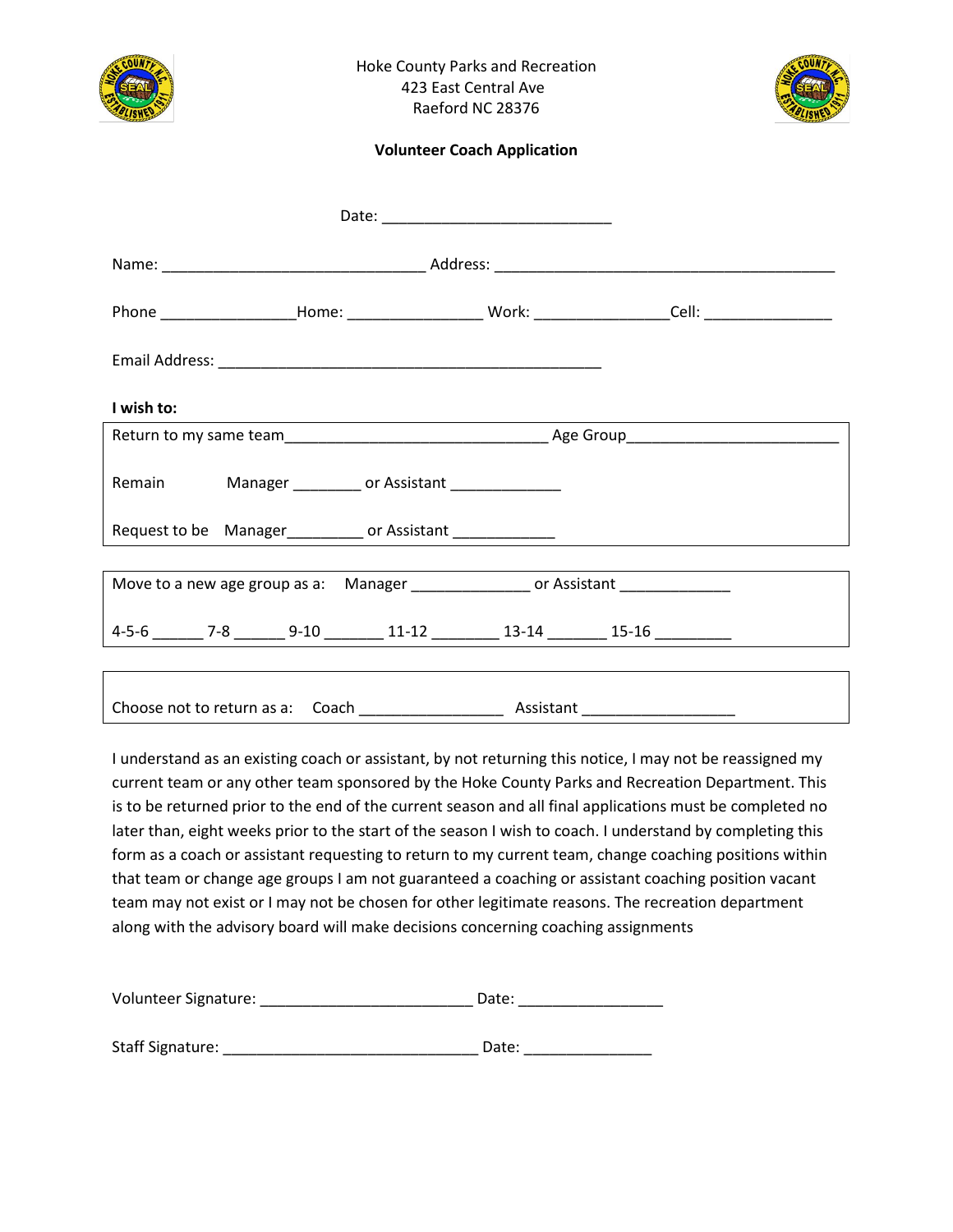Hoke County Parks and Recreation
423 East Central Ave
Raeford NC 28376

**Volunteer Coach Application**

Date: ___________________________

Name: _______________________________ Address: ________________________________________

Phone _______________Home: _______________ Work: _______________Cell: _______________

Email Address: _____________________________________________

**I wish to:**

Return to my same team_______________________________ Age Group________________________

Remain Manager ________ or Assistant _____________

Request to be Manager_________ or Assistant ____________

Move to a new age group as a: Manager ______________ or Assistant _____________

4-5-6 ______ 7-8 ______ 9-10 _______ 11-12 ________ 13-14 _______ 15-16 _________

Choose not to return as a: Coach _________________ Assistant __________________

I understand as an existing coach or assistant, by not returning this notice, I may not be reassigned my current team or any other team sponsored by the Hoke County Parks and Recreation Department. This is to be returned prior to the end of the current season and all final applications must be completed no later than, eight weeks prior to the start of the season I wish to coach. I understand by completing this form as a coach or assistant requesting to return to my current team, change coaching positions within that team or change age groups I am not guaranteed a coaching or assistant coaching position vacant team may not exist or I may not be chosen for other legitimate reasons. The recreation department along with the advisory board will make decisions concerning coaching assignments

Volunteer Signature: _________________________ Date: _________________

Staff Signature: ______________________________ Date: _______________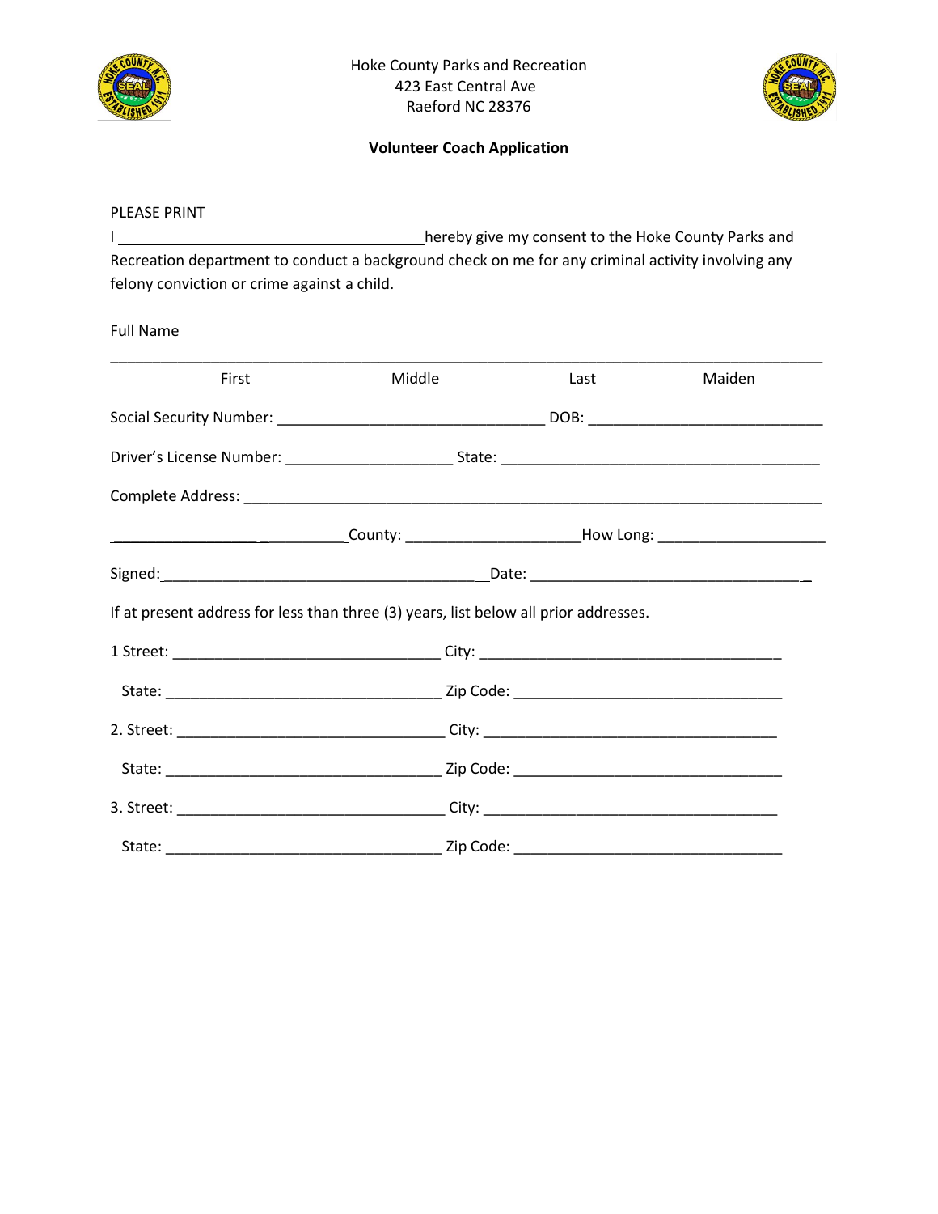Hoke County Parks and Recreation
423 East Central Ave
Raeford NC 28376

**Volunteer Coach Application**

PLEASE PRINT

I ______________________________ hereby give my consent to the Hoke County Parks and Recreation department to conduct a background check on me for any criminal activity involving any felony conviction or crime against a child.

Full Name

______________________________________________________________________________

First Middle Last Maiden

Social Security Number: _____________________________ DOB: _________________________

Driver's License Number: __________________ State: ___________________________________

Complete Address: _______________________________________________________________

_____________________________County: ___________________How Long: __________________

Signed:____________________________________Date: ______________________________

If at present address for less than three (3) years, list below all prior addresses.

1 Street: _____________________________ City: _________________________________

State: ______________________________ Zip Code: ______________________________

2. Street: _____________________________ City: _________________________________

State: ______________________________ Zip Code: ______________________________

3. Street: _____________________________ City: _________________________________

State: ______________________________ Zip Code: ______________________________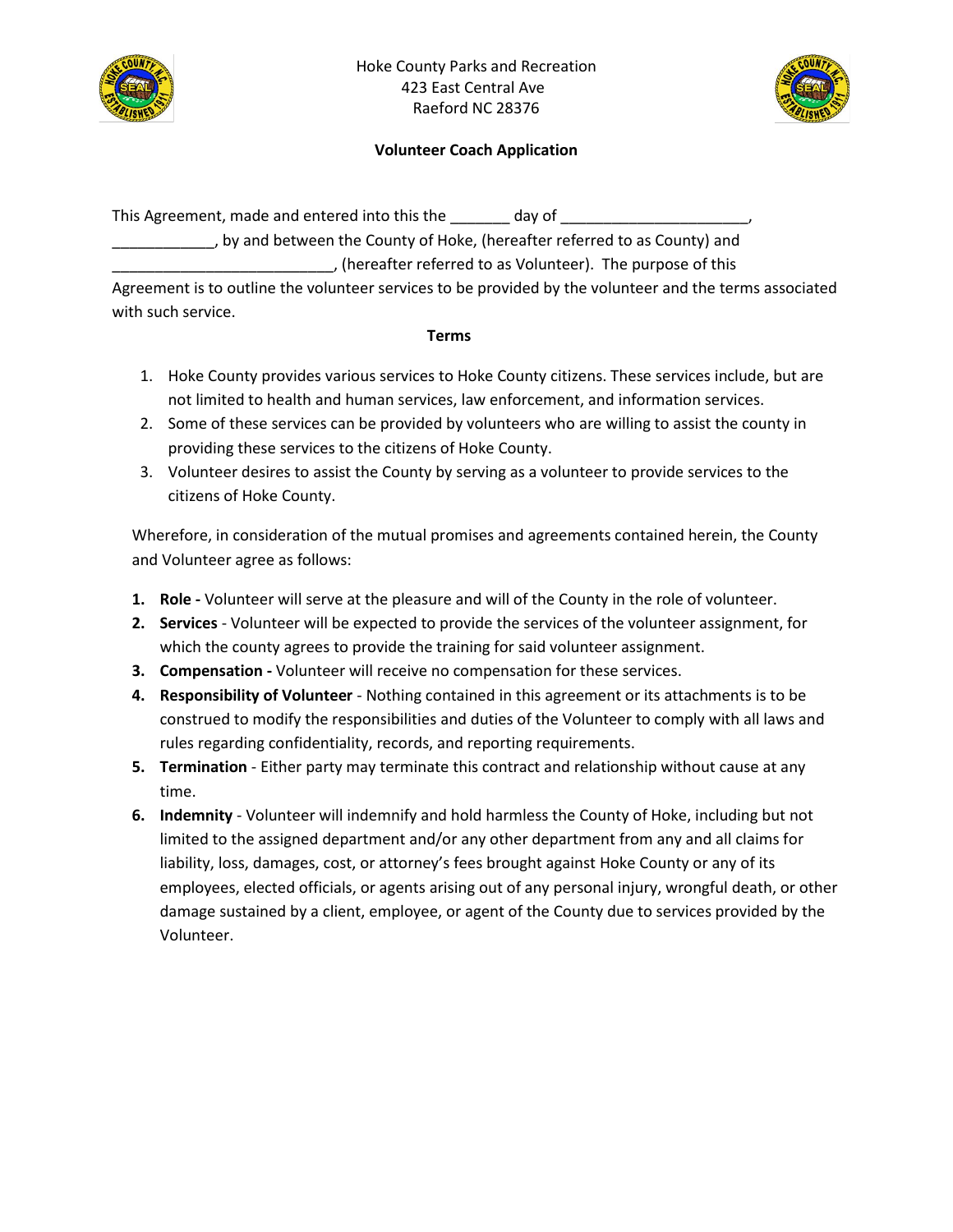Hoke County Parks and Recreation
423 East Central Ave
Raeford NC 28376

**Volunteer Coach Application**

This Agreement, made and entered into this the _______ day of ______________________, ____________, by and between the County of Hoke, (hereafter referred to as County) and __________________________, (hereafter referred to as Volunteer). The purpose of this Agreement is to outline the volunteer services to be provided by the volunteer and the terms associated with such service.

**Terms**

1. Hoke County provides various services to Hoke County citizens. These services include, but are not limited to health and human services, law enforcement, and information services.
2. Some of these services can be provided by volunteers who are willing to assist the county in providing these services to the citizens of Hoke County.
3. Volunteer desires to assist the County by serving as a volunteer to provide services to the citizens of Hoke County.

Wherefore, in consideration of the mutual promises and agreements contained herein, the County and Volunteer agree as follows:

1. **Role -** Volunteer will serve at the pleasure and will of the County in the role of volunteer.
2. **Services** - Volunteer will be expected to provide the services of the volunteer assignment, for which the county agrees to provide the training for said volunteer assignment.
3. **Compensation -** Volunteer will receive no compensation for these services.
4. **Responsibility of Volunteer** - Nothing contained in this agreement or its attachments is to be construed to modify the responsibilities and duties of the Volunteer to comply with all laws and rules regarding confidentiality, records, and reporting requirements.
5. **Termination** - Either party may terminate this contract and relationship without cause at any time.
6. **Indemnity** - Volunteer will indemnify and hold harmless the County of Hoke, including but not limited to the assigned department and/or any other department from any and all claims for liability, loss, damages, cost, or attorney's fees brought against Hoke County or any of its employees, elected officials, or agents arising out of any personal injury, wrongful death, or other damage sustained by a client, employee, or agent of the County due to services provided by the Volunteer.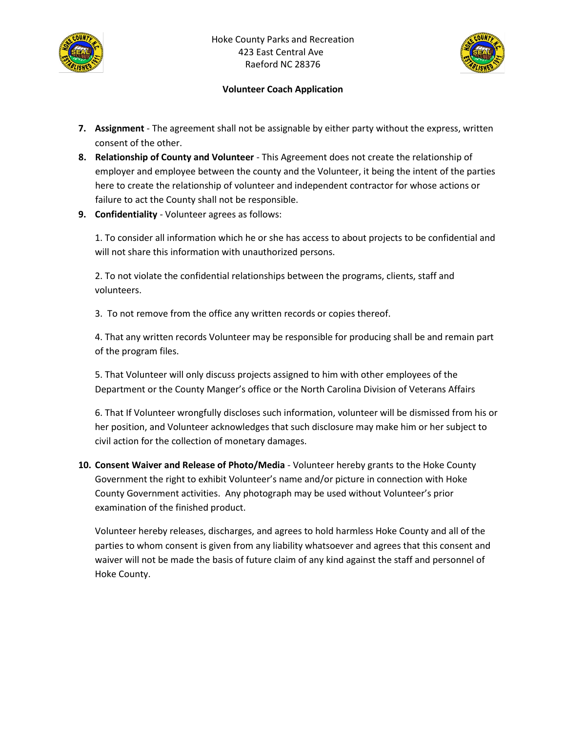Hoke County Parks and Recreation
423 East Central Ave
Raeford NC 28376

**Volunteer Coach Application**

7. **Assignment** - The agreement shall not be assignable by either party without the express, written consent of the other.
8. **Relationship of County and Volunteer** - This Agreement does not create the relationship of employer and employee between the county and the Volunteer, it being the intent of the parties here to create the relationship of volunteer and independent contractor for whose actions or failure to act the County shall not be responsible.
9. **Confidentiality** - Volunteer agrees as follows:

   1. To consider all information which he or she has access to about projects to be confidential and will not share this information with unauthorized persons.

   2. To not violate the confidential relationships between the programs, clients, staff and volunteers.

   3. To not remove from the office any written records or copies thereof.

   4. That any written records Volunteer may be responsible for producing shall be and remain part of the program files.

   5. That Volunteer will only discuss projects assigned to him with other employees of the Department or the County Manger's office or the North Carolina Division of Veterans Affairs

   6. That If Volunteer wrongfully discloses such information, volunteer will be dismissed from his or her position, and Volunteer acknowledges that such disclosure may make him or her subject to civil action for the collection of monetary damages.

10. **Consent Waiver and Release of Photo/Media** - Volunteer hereby grants to the Hoke County Government the right to exhibit Volunteer's name and/or picture in connection with Hoke County Government activities. Any photograph may be used without Volunteer's prior examination of the finished product.

    Volunteer hereby releases, discharges, and agrees to hold harmless Hoke County and all of the parties to whom consent is given from any liability whatsoever and agrees that this consent and waiver will not be made the basis of future claim of any kind against the staff and personnel of Hoke County.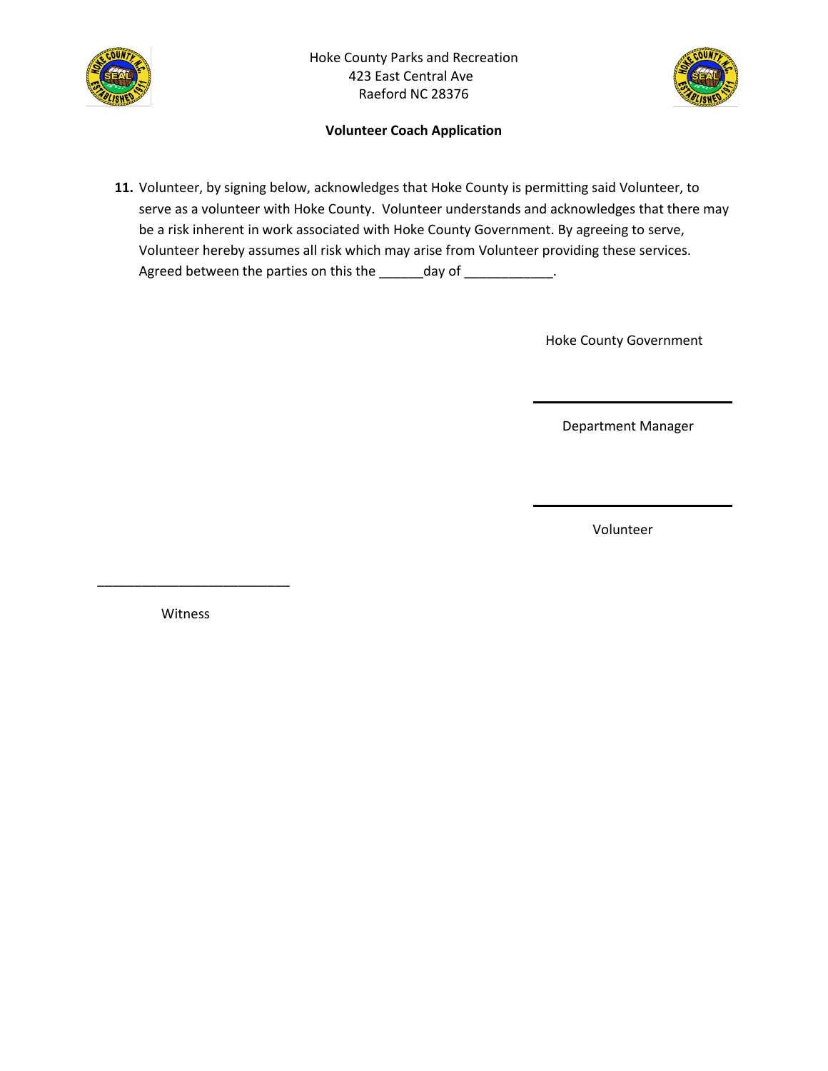Hoke County Parks and Recreation
423 East Central Ave
Raeford NC 28376

**Volunteer Coach Application**

**11.** Volunteer, by signing below, acknowledges that Hoke County is permitting said Volunteer, to serve as a volunteer with Hoke County. Volunteer understands and acknowledges that there may be a risk inherent in work associated with Hoke County Government. By agreeing to serve, Volunteer hereby assumes all risk which may arise from Volunteer providing these services. Agreed between the parties on this the ______day of ____________.

Hoke County Government

___________________________

Department Manager

___________________________

Volunteer

___________________________

Witness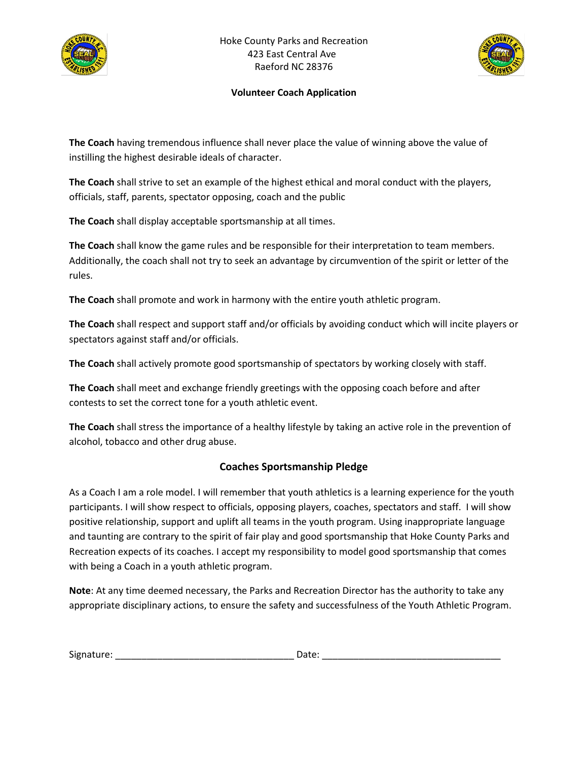Hoke County Parks and Recreation
423 East Central Ave
Raeford NC 28376

**Volunteer Coach Application**

**The Coach** having tremendous influence shall never place the value of winning above the value of instilling the highest desirable ideals of character.

**The Coach** shall strive to set an example of the highest ethical and moral conduct with the players, officials, staff, parents, spectator opposing, coach and the public

**The Coach** shall display acceptable sportsmanship at all times.

**The Coach** shall know the game rules and be responsible for their interpretation to team members. Additionally, the coach shall not try to seek an advantage by circumvention of the spirit or letter of the rules.

**The Coach** shall promote and work in harmony with the entire youth athletic program.

**The Coach** shall respect and support staff and/or officials by avoiding conduct which will incite players or spectators against staff and/or officials.

**The Coach** shall actively promote good sportsmanship of spectators by working closely with staff.

**The Coach** shall meet and exchange friendly greetings with the opposing coach before and after contests to set the correct tone for a youth athletic event.

**The Coach** shall stress the importance of a healthy lifestyle by taking an active role in the prevention of alcohol, tobacco and other drug abuse.

## Coaches Sportsmanship Pledge

As a Coach I am a role model. I will remember that youth athletics is a learning experience for the youth participants. I will show respect to officials, opposing players, coaches, spectators and staff. I will show positive relationship, support and uplift all teams in the youth program. Using inappropriate language and taunting are contrary to the spirit of fair play and good sportsmanship that Hoke County Parks and Recreation expects of its coaches. I accept my responsibility to model good sportsmanship that comes with being a Coach in a youth athletic program.

**Note**: At any time deemed necessary, the Parks and Recreation Director has the authority to take any appropriate disciplinary actions, to ensure the safety and successfulness of the Youth Athletic Program.

Signature: ________________________________ Date: ________________________________